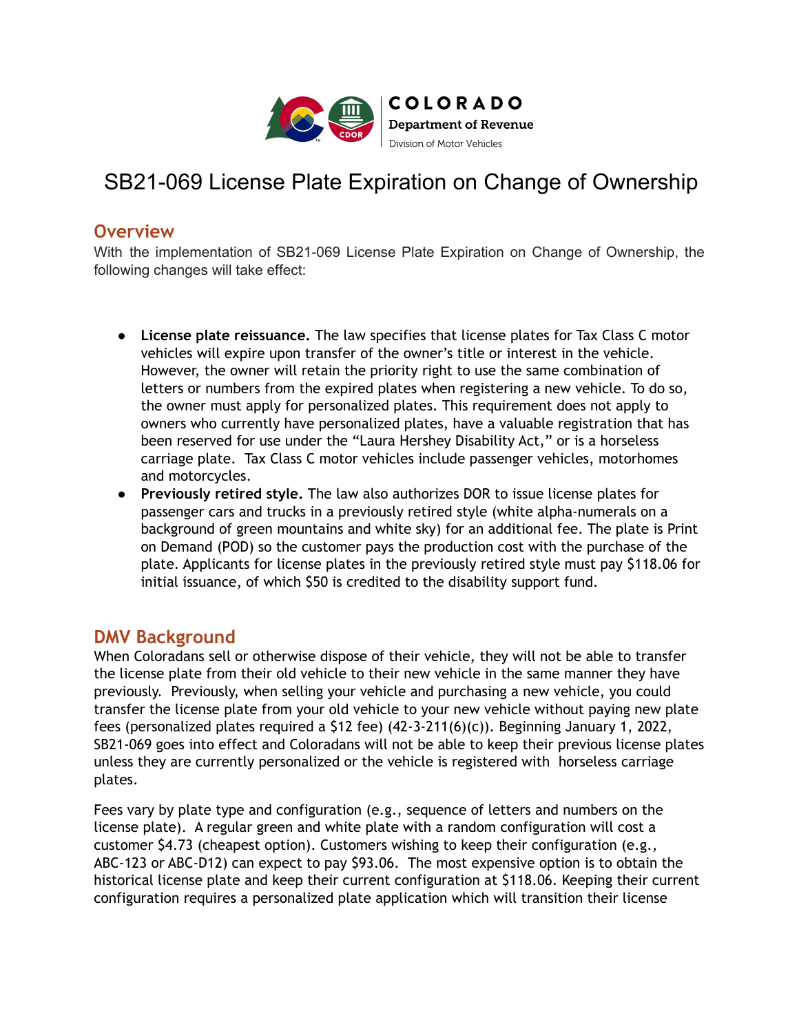COLORADO
Department of Revenue
Division of Motor Vehicles

# SB21-069 License Plate Expiration on Change of Ownership

## Overview

With the implementation of SB21-069 License Plate Expiration on Change of Ownership, the following changes will take effect:

- **License plate reissuance.** The law specifies that license plates for Tax Class C motor vehicles will expire upon transfer of the owner's title or interest in the vehicle. However, the owner will retain the priority right to use the same combination of letters or numbers from the expired plates when registering a new vehicle. To do so, the owner must apply for personalized plates. This requirement does not apply to owners who currently have personalized plates, have a valuable registration that has been reserved for use under the "Laura Hershey Disability Act," or is a horseless carriage plate. Tax Class C motor vehicles include passenger vehicles, motorhomes and motorcycles.
- **Previously retired style.** The law also authorizes DOR to issue license plates for passenger cars and trucks in a previously retired style (white alpha-numerals on a background of green mountains and white sky) for an additional fee. The plate is Print on Demand (POD) so the customer pays the production cost with the purchase of the plate. Applicants for license plates in the previously retired style must pay $118.06 for initial issuance, of which $50 is credited to the disability support fund.

## DMV Background

When Coloradans sell or otherwise dispose of their vehicle, they will not be able to transfer the license plate from their old vehicle to their new vehicle in the same manner they have previously. Previously, when selling your vehicle and purchasing a new vehicle, you could transfer the license plate from your old vehicle to your new vehicle without paying new plate fees (personalized plates required a $12 fee) (42-3-211(6)(c)). Beginning January 1, 2022, SB21-069 goes into effect and Coloradans will not be able to keep their previous license plates unless they are currently personalized or the vehicle is registered with horseless carriage plates.

Fees vary by plate type and configuration (e.g., sequence of letters and numbers on the license plate). A regular green and white plate with a random configuration will cost a customer $4.73 (cheapest option). Customers wishing to keep their configuration (e.g., ABC-123 or ABC-D12) can expect to pay $93.06. The most expensive option is to obtain the historical license plate and keep their current configuration at $118.06. Keeping their current configuration requires a personalized plate application which will transition their license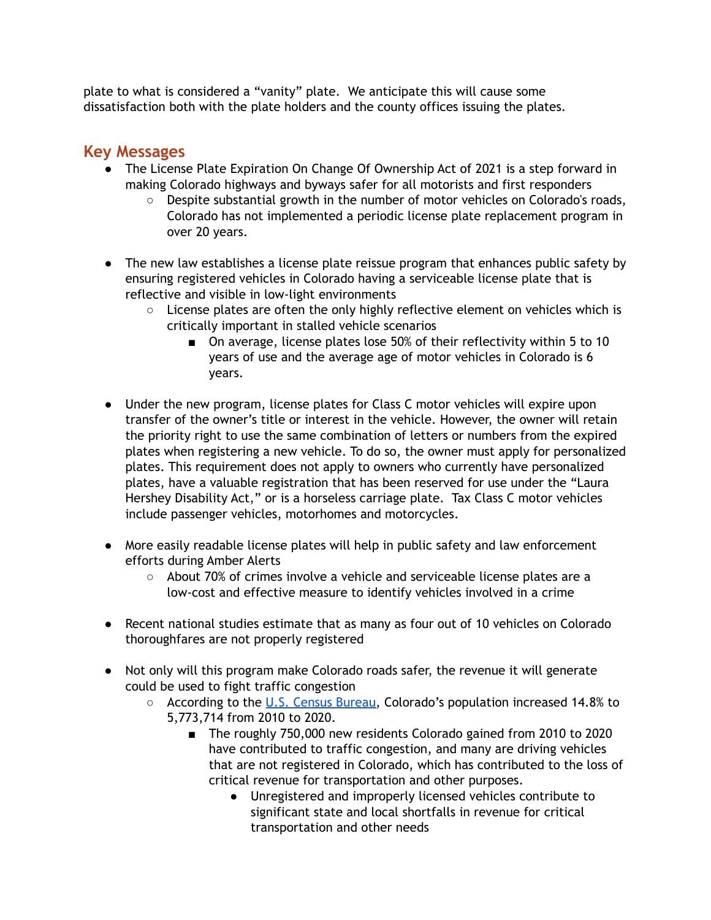plate to what is considered a "vanity" plate. We anticipate this will cause some dissatisfaction both with the plate holders and the county offices issuing the plates.

## Key Messages

- The License Plate Expiration On Change Of Ownership Act of 2021 is a step forward in making Colorado highways and byways safer for all motorists and first responders
  - Despite substantial growth in the number of motor vehicles on Colorado's roads, Colorado has not implemented a periodic license plate replacement program in over 20 years.

- The new law establishes a license plate reissue program that enhances public safety by ensuring registered vehicles in Colorado having a serviceable license plate that is reflective and visible in low-light environments
  - License plates are often the only highly reflective element on vehicles which is critically important in stalled vehicle scenarios
    - On average, license plates lose 50% of their reflectivity within 5 to 10 years of use and the average age of motor vehicles in Colorado is 6 years.

- Under the new program, license plates for Class C motor vehicles will expire upon transfer of the owner's title or interest in the vehicle. However, the owner will retain the priority right to use the same combination of letters or numbers from the expired plates when registering a new vehicle. To do so, the owner must apply for personalized plates. This requirement does not apply to owners who currently have personalized plates, have a valuable registration that has been reserved for use under the "Laura Hershey Disability Act," or is a horseless carriage plate. Tax Class C motor vehicles include passenger vehicles, motorhomes and motorcycles.

- More easily readable license plates will help in public safety and law enforcement efforts during Amber Alerts
  - About 70% of crimes involve a vehicle and serviceable license plates are a low-cost and effective measure to identify vehicles involved in a crime

- Recent national studies estimate that as many as four out of 10 vehicles on Colorado thoroughfares are not properly registered

- Not only will this program make Colorado roads safer, the revenue it will generate could be used to fight traffic congestion
  - According to the U.S. Census Bureau, Colorado's population increased 14.8% to 5,773,714 from 2010 to 2020.
    - The roughly 750,000 new residents Colorado gained from 2010 to 2020 have contributed to traffic congestion, and many are driving vehicles that are not registered in Colorado, which has contributed to the loss of critical revenue for transportation and other purposes.
      - Unregistered and improperly licensed vehicles contribute to significant state and local shortfalls in revenue for critical transportation and other needs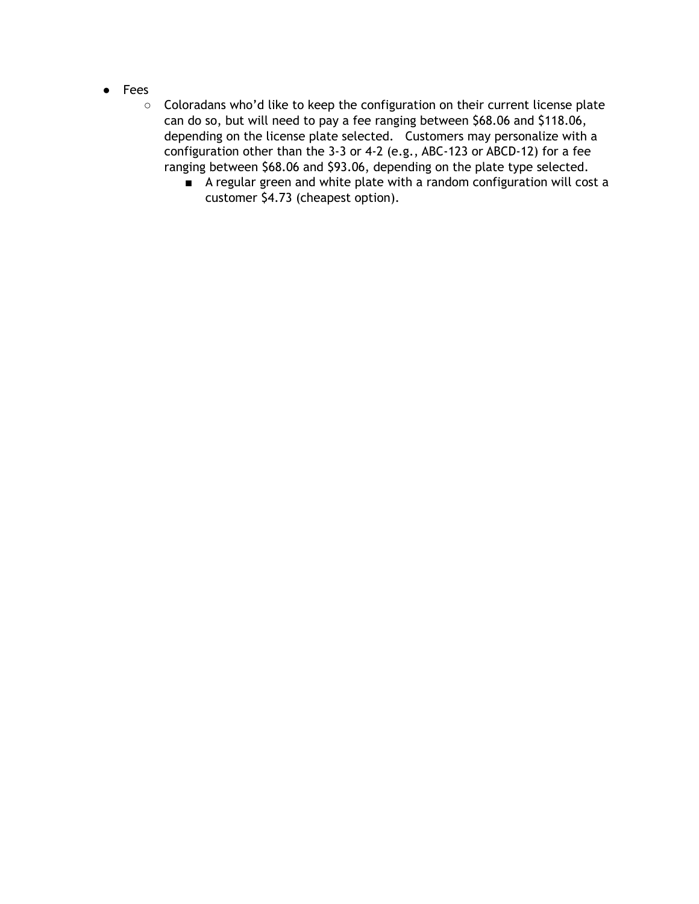- Fees
  - Coloradans who'd like to keep the configuration on their current license plate can do so, but will need to pay a fee ranging between $68.06 and $118.06, depending on the license plate selected.   Customers may personalize with a configuration other than the 3-3 or 4-2 (e.g., ABC-123 or ABCD-12) for a fee ranging between $68.06 and $93.06, depending on the plate type selected.
    - A regular green and white plate with a random configuration will cost a customer $4.73 (cheapest option).